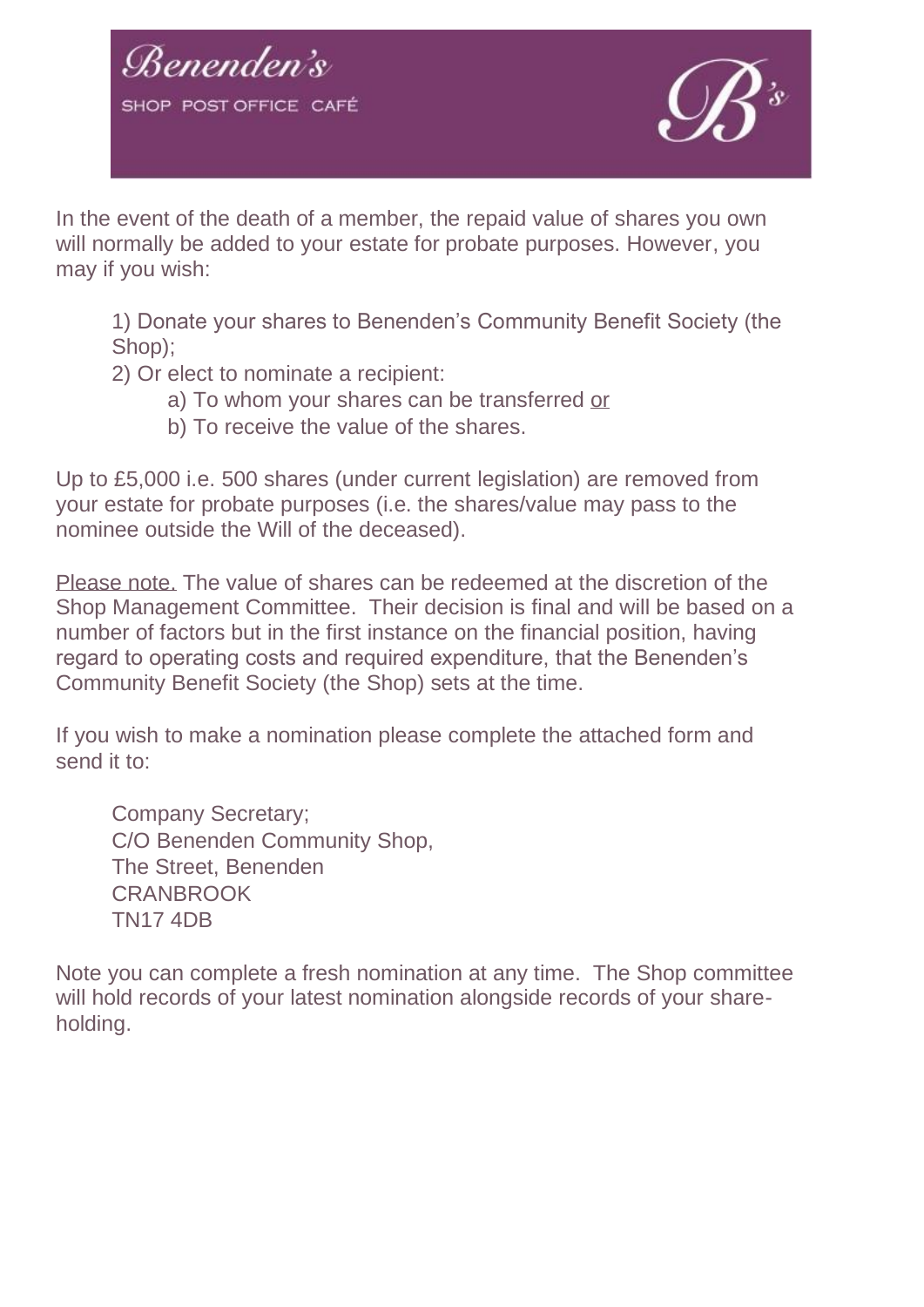# Benenden's

SHOP POST OFFICE CAFÉ

In the event of the death of a member, the repaid value of shares you own will normally be added to your estate for probate purposes. However, you may if you wish:

1) Donate your shares to Benenden's Community Benefit Society (the Shop);
2) Or elect to nominate a recipient:
    a) To whom your shares can be transferred or
    b) To receive the value of the shares.

Up to £5,000 i.e. 500 shares (under current legislation) are removed from your estate for probate purposes (i.e. the shares/value may pass to the nominee outside the Will of the deceased).

Please note. The value of shares can be redeemed at the discretion of the Shop Management Committee. Their decision is final and will be based on a number of factors but in the first instance on the financial position, having regard to operating costs and required expenditure, that the Benenden's Community Benefit Society (the Shop) sets at the time.

If you wish to make a nomination please complete the attached form and send it to:

Company Secretary;
C/O Benenden Community Shop,
The Street, Benenden
CRANBROOK
TN17 4DB

Note you can complete a fresh nomination at any time. The Shop committee will hold records of your latest nomination alongside records of your share-holding.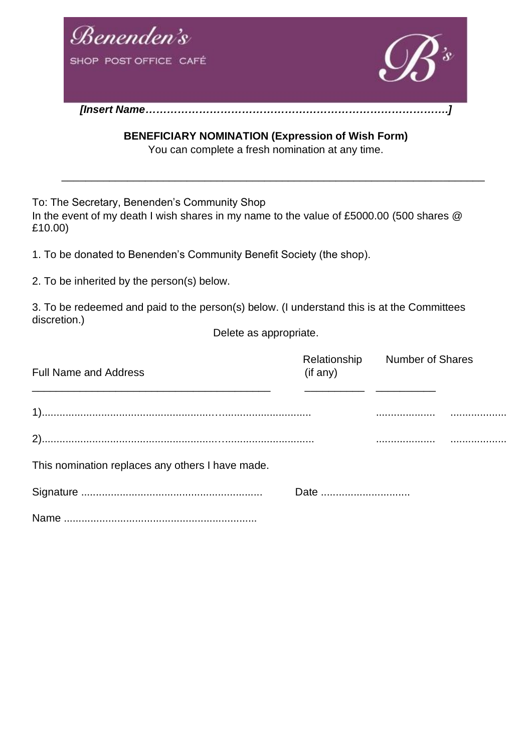Benenden's

SHOP POST OFFICE CAFÉ

*[Insert Name…………………………………………………………………………]*

**BENEFICIARY NOMINATION (Expression of Wish Form)**

You can complete a fresh nomination at any time.

---

To: The Secretary, Benenden's Community Shop

In the event of my death I wish shares in my name to the value of £5000.00 (500 shares @ £10.00)

1. To be donated to Benenden's Community Benefit Society (the shop).

2. To be inherited by the person(s) below.

3. To be redeemed and paid to the person(s) below. (I understand this is at the Committees discretion.)

Delete as appropriate.

| Full Name and Address | Relationship (if any) | Number of Shares |
|---|---|---|
| 1)…………………………………………………………………… | ……………… | ……………… |
| 2)…………………………………………………………………… | ……………… | ……………… |

This nomination replaces any others I have made.

Signature ………………………………………………… Date …………………………

Name ……………………………………………………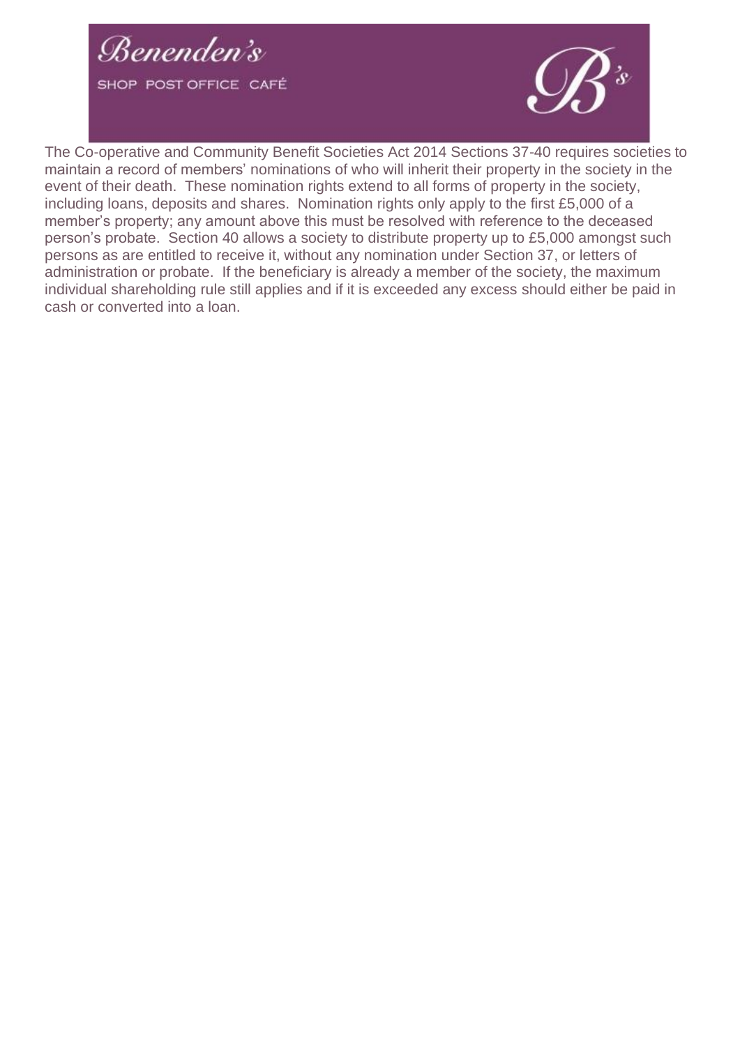Benenden's

SHOP POST OFFICE CAFÉ

The Co-operative and Community Benefit Societies Act 2014 Sections 37-40 requires societies to maintain a record of members' nominations of who will inherit their property in the society in the event of their death. These nomination rights extend to all forms of property in the society, including loans, deposits and shares. Nomination rights only apply to the first £5,000 of a member's property; any amount above this must be resolved with reference to the deceased person's probate. Section 40 allows a society to distribute property up to £5,000 amongst such persons as are entitled to receive it, without any nomination under Section 37, or letters of administration or probate. If the beneficiary is already a member of the society, the maximum individual shareholding rule still applies and if it is exceeded any excess should either be paid in cash or converted into a loan.